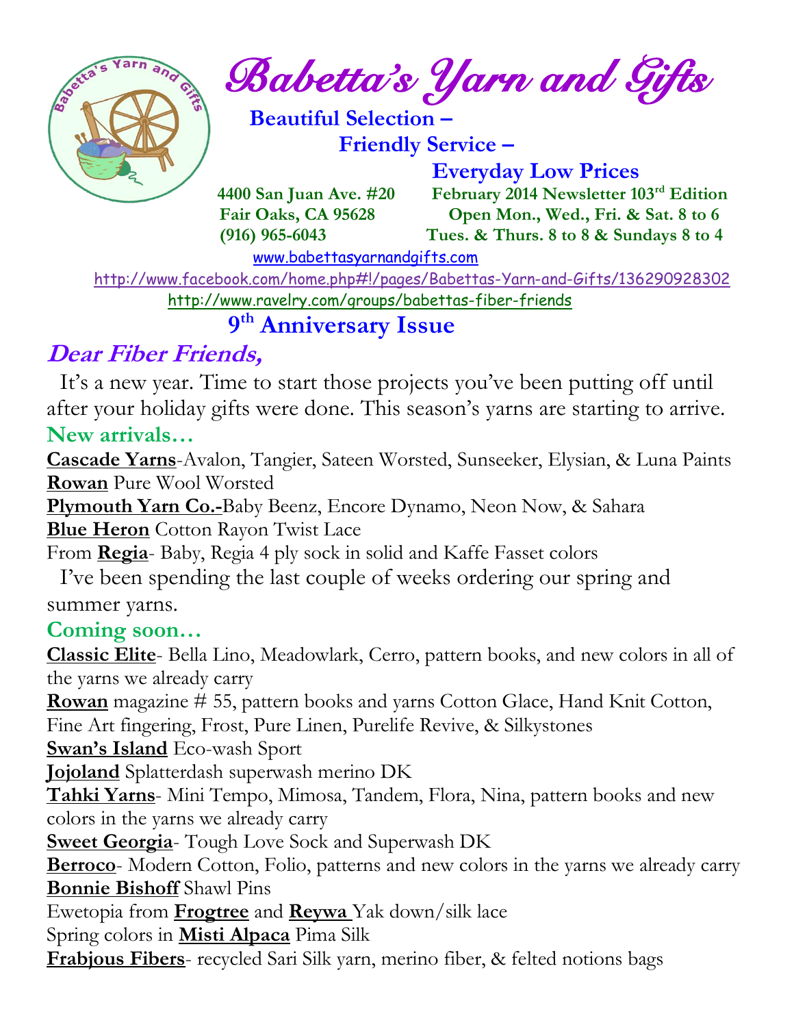# Babetta's Yarn and Gifts

**Beautiful Selection –**
**Friendly Service –**
**Everyday Low Prices**

**4400 San Juan Ave. #20**
**Fair Oaks, CA 95628**
**(916) 965-6043**

**February 2014 Newsletter 103rd Edition**
**Open Mon., Wed., Fri. & Sat. 8 to 6**
**Tues. & Thurs. 8 to 8 & Sundays 8 to 4**

www.babettasyarnandgifts.com

http://www.facebook.com/home.php#!/pages/Babettas-Yarn-and-Gifts/136290928302

http://www.ravelry.com/groups/babettas-fiber-friends

## 9th Anniversary Issue

## Dear Fiber Friends,

It's a new year. Time to start those projects you've been putting off until after your holiday gifts were done. This season's yarns are starting to arrive.

### New arrivals…

**Cascade Yarns**-Avalon, Tangier, Sateen Worsted, Sunseeker, Elysian, & Luna Paints
**Rowan** Pure Wool Worsted
**Plymouth Yarn Co.-**Baby Beenz, Encore Dynamo, Neon Now, & Sahara
**Blue Heron** Cotton Rayon Twist Lace
From **Regia**- Baby, Regia 4 ply sock in solid and Kaffe Fasset colors

I've been spending the last couple of weeks ordering our spring and summer yarns.

### Coming soon…

**Classic Elite**- Bella Lino, Meadowlark, Cerro, pattern books, and new colors in all of the yarns we already carry
**Rowan** magazine # 55, pattern books and yarns Cotton Glace, Hand Knit Cotton, Fine Art fingering, Frost, Pure Linen, Purelife Revive, & Silkystones
**Swan's Island** Eco-wash Sport
**Jojoland** Splatterdash superwash merino DK
**Tahki Yarns**- Mini Tempo, Mimosa, Tandem, Flora, Nina, pattern books and new colors in the yarns we already carry
**Sweet Georgia**- Tough Love Sock and Superwash DK
**Berroco**- Modern Cotton, Folio, patterns and new colors in the yarns we already carry
**Bonnie Bishoff** Shawl Pins
Ewetopia from **Frogtree** and **Reywa** Yak down/silk lace
Spring colors in **Misti Alpaca** Pima Silk
**Frabjous Fibers**- recycled Sari Silk yarn, merino fiber, & felted notions bags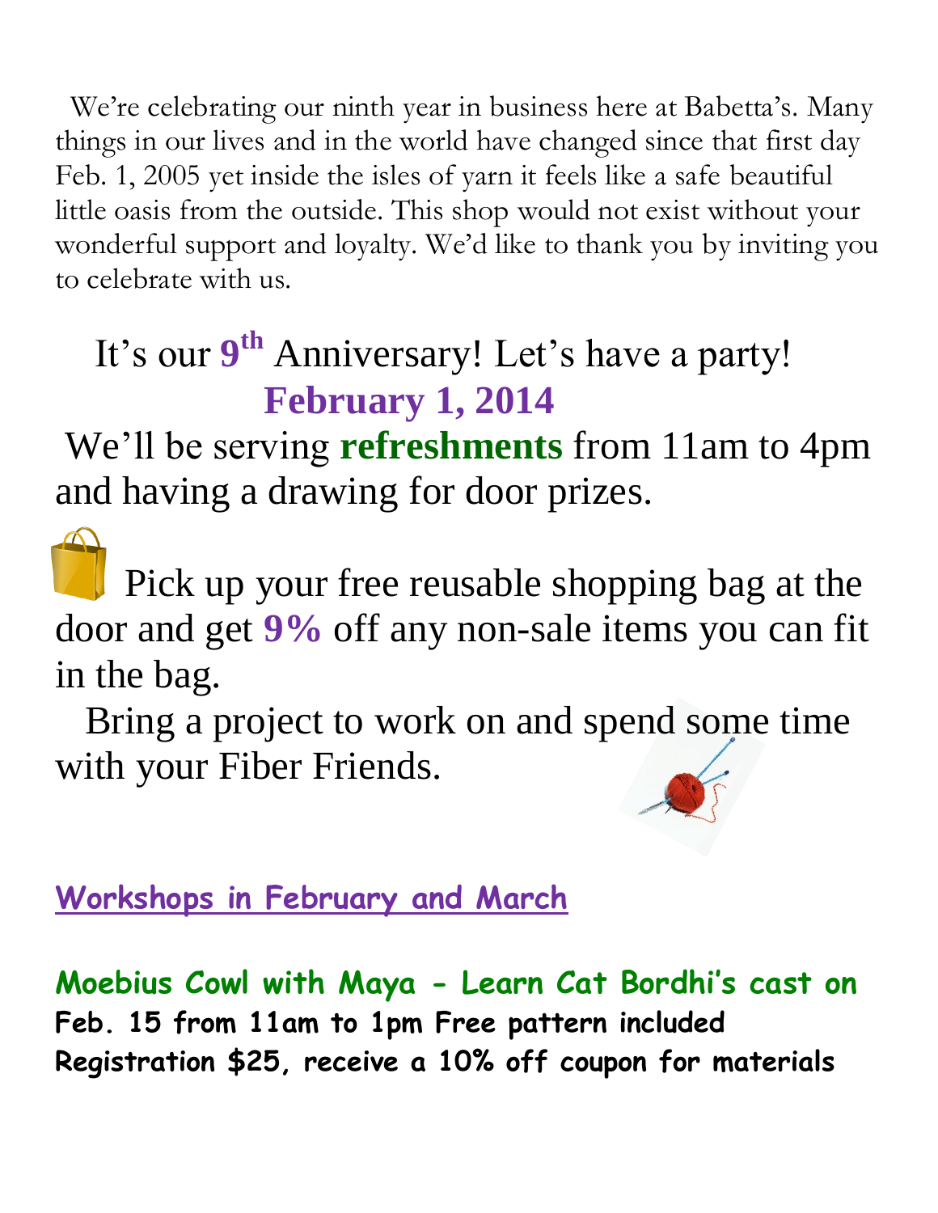We're celebrating our ninth year in business here at Babetta's. Many things in our lives and in the world have changed since that first day Feb. 1, 2005 yet inside the isles of yarn it feels like a safe beautiful little oasis from the outside. This shop would not exist without your wonderful support and loyalty. We'd like to thank you by inviting you to celebrate with us.

## It's our **9th** Anniversary! Let's have a party!

## **February 1, 2014**

We'll be serving **refreshments** from 11am to 4pm and having a drawing for door prizes.

Pick up your free reusable shopping bag at the door and get **9%** off any non-sale items you can fit in the bag.

Bring a project to work on and spend some time with your Fiber Friends.

## Workshops in February and March

**Moebius Cowl with Maya - Learn Cat Bordhi's cast on**

**Feb. 15 from 11am to 1pm Free pattern included**

**Registration $25, receive a 10% off coupon for materials**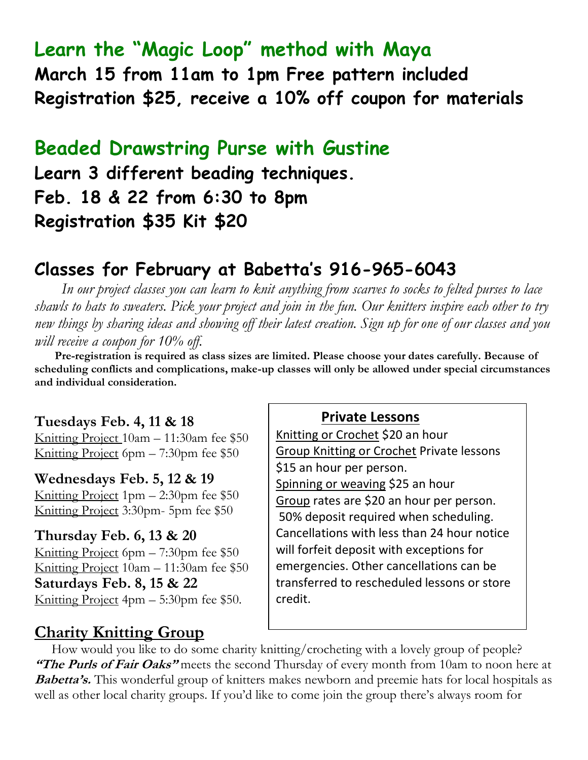## Learn the “Magic Loop” method with Maya

**March 15 from 11am to 1pm Free pattern included**
**Registration $25, receive a 10% off coupon for materials**

## Beaded Drawstring Purse with Gustine

**Learn 3 different beading techniques.**
**Feb. 18 & 22 from 6:30 to 8pm**
**Registration $35 Kit $20**

## Classes for February at Babetta’s 916-965-6043

*In our project classes you can learn to knit anything from scarves to socks to felted purses to lace shawls to hats to sweaters. Pick your project and join in the fun. Our knitters inspire each other to try new things by sharing ideas and showing off their latest creation. Sign up for one of our classes and you will receive a coupon for 10% off.*

**Pre-registration is required as class sizes are limited. Please choose your dates carefully. Because of scheduling conflicts and complications, make-up classes will only be allowed under special circumstances and individual consideration.**

**Tuesdays Feb. 4, 11 & 18**
Knitting Project 10am – 11:30am fee $50
Knitting Project 6pm – 7:30pm fee $50

**Wednesdays Feb. 5, 12 & 19**
Knitting Project 1pm – 2:30pm fee $50
Knitting Project 3:30pm- 5pm fee $50

**Thursday Feb. 6, 13 & 20**
Knitting Project 6pm – 7:30pm fee $50
Knitting Project 10am – 11:30am fee $50

**Saturdays Feb. 8, 15 & 22**
Knitting Project 4pm – 5:30pm fee $50.

### Private Lessons

Knitting or Crochet $20 an hour
Group Knitting or Crochet Private lessons $15 an hour per person.
Spinning or weaving $25 an hour
Group rates are $20 an hour per person.
50% deposit required when scheduling. Cancellations with less than 24 hour notice will forfeit deposit with exceptions for emergencies. Other cancellations can be transferred to rescheduled lessons or store credit.

## Charity Knitting Group

How would you like to do some charity knitting/crocheting with a lovely group of people? ***“The Purls of Fair Oaks”*** meets the second Thursday of every month from 10am to noon here at ***Babetta’s.*** This wonderful group of knitters makes newborn and preemie hats for local hospitals as well as other local charity groups. If you’d like to come join the group there’s always room for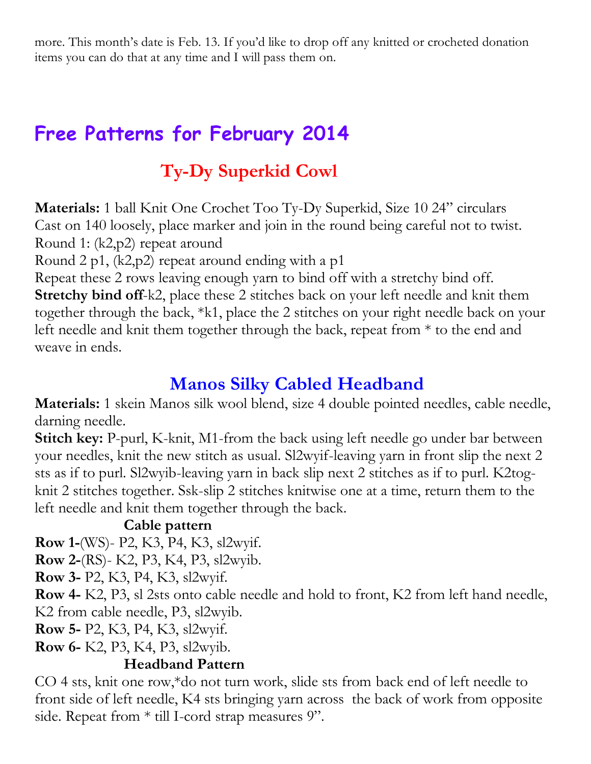more. This month's date is Feb. 13. If you'd like to drop off any knitted or crocheted donation items you can do that at any time and I will pass them on.

# Free Patterns for February 2014

## Ty-Dy Superkid Cowl

**Materials:** 1 ball Knit One Crochet Too Ty-Dy Superkid, Size 10 24" circulars

Cast on 140 loosely, place marker and join in the round being careful not to twist.

Round 1: (k2,p2) repeat around

Round 2 p1, (k2,p2) repeat around ending with a p1

Repeat these 2 rows leaving enough yarn to bind off with a stretchy bind off.

**Stretchy bind off**-k2, place these 2 stitches back on your left needle and knit them together through the back, *k1, place the 2 stitches on your right needle back on your left needle and knit them together through the back, repeat from * to the end and weave in ends.

## Manos Silky Cabled Headband

**Materials:** 1 skein Manos silk wool blend, size 4 double pointed needles, cable needle, darning needle.

**Stitch key:** P-purl, K-knit, M1-from the back using left needle go under bar between your needles, knit the new stitch as usual. Sl2wyif-leaving yarn in front slip the next 2 sts as if to purl. Sl2wyib-leaving yarn in back slip next 2 stitches as if to purl. K2tog-knit 2 stitches together. Ssk-slip 2 stitches knitwise one at a time, return them to the left needle and knit them together through the back.

### Cable pattern

**Row 1-**(WS)- P2, K3, P4, K3, sl2wyif.

**Row 2-**(RS)- K2, P3, K4, P3, sl2wyib.

**Row 3-** P2, K3, P4, K3, sl2wyif.

**Row 4-** K2, P3, sl 2sts onto cable needle and hold to front, K2 from left hand needle, K2 from cable needle, P3, sl2wyib.

**Row 5-** P2, K3, P4, K3, sl2wyif.

**Row 6-** K2, P3, K4, P3, sl2wyib.

### Headband Pattern

CO 4 sts, knit one row,*do not turn work, slide sts from back end of left needle to front side of left needle, K4 sts bringing yarn across the back of work from opposite side. Repeat from * till I-cord strap measures 9".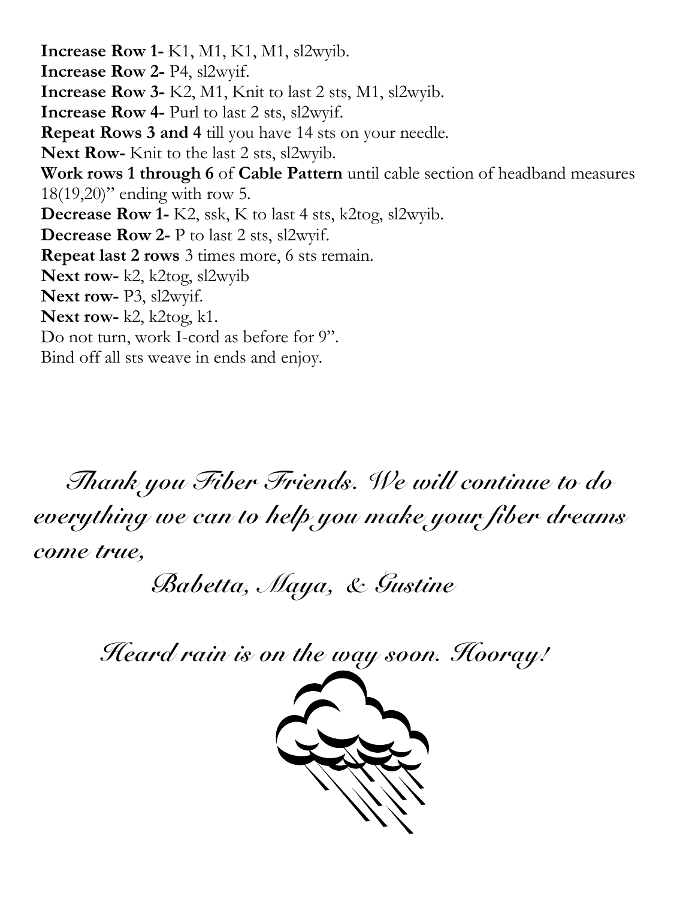**Increase Row 1-** K1, M1, K1, M1, sl2wyib.
**Increase Row 2-** P4, sl2wyif.
**Increase Row 3-** K2, M1, Knit to last 2 sts, M1, sl2wyib.
**Increase Row 4-** Purl to last 2 sts, sl2wyif.
**Repeat Rows 3 and 4** till you have 14 sts on your needle.
**Next Row-** Knit to the last 2 sts, sl2wyib.
**Work rows 1 through 6** of **Cable Pattern** until cable section of headband measures 18(19,20)" ending with row 5.
**Decrease Row 1-** K2, ssk, K to last 4 sts, k2tog, sl2wyib.
**Decrease Row 2-** P to last 2 sts, sl2wyif.
**Repeat last 2 rows** 3 times more, 6 sts remain.
**Next row-** k2, k2tog, sl2wyib
**Next row-** P3, sl2wyif.
**Next row-** k2, k2tog, k1.
Do not turn, work I-cord as before for 9".
Bind off all sts weave in ends and enjoy.

*Thank you Fiber Friends. We will continue to do everything we can to help you make your fiber dreams come true,*

*Babetta, Maya, & Gustine*

*Heard rain is on the way soon. Hooray!*